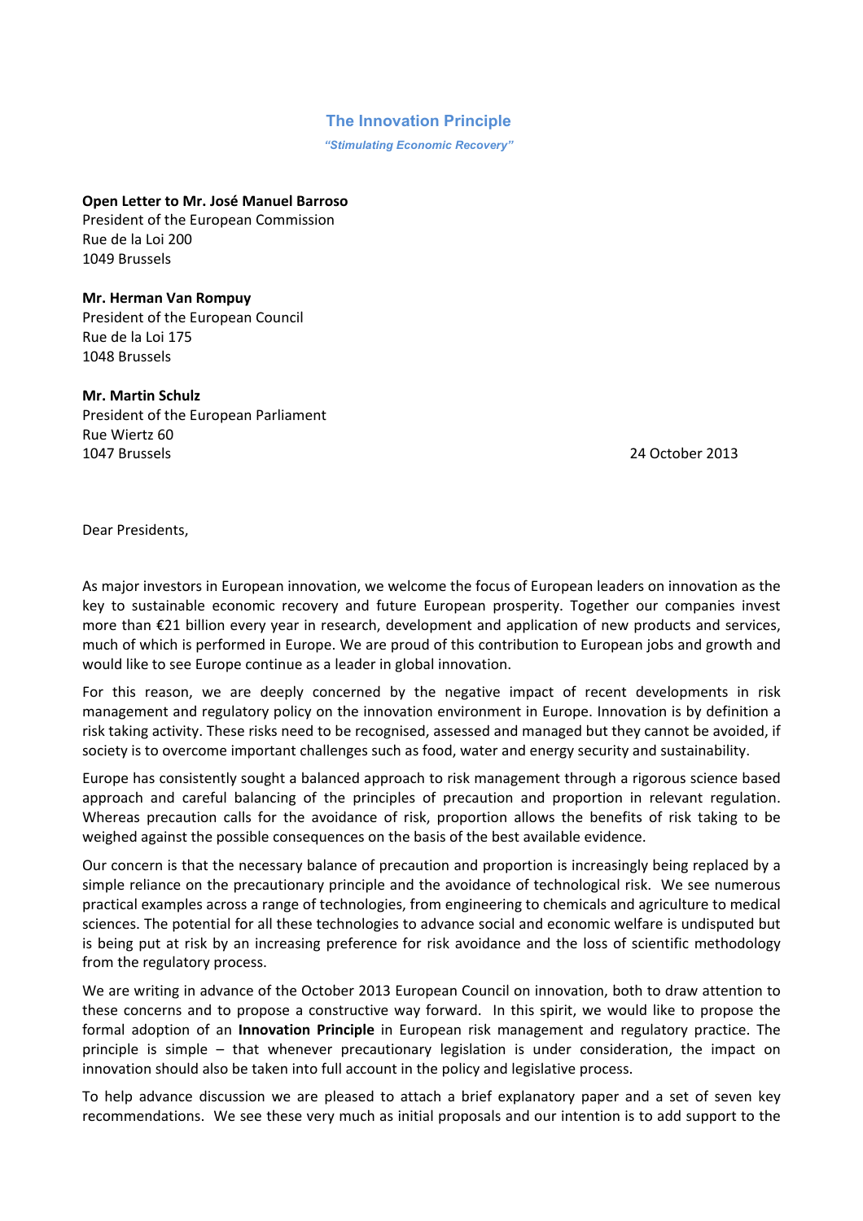# The Innovation Principle

*"Stimulating Economic Recovery"*

**Open Letter to Mr. José Manuel Barroso**
President of the European Commission
Rue de la Loi 200
1049 Brussels

**Mr. Herman Van Rompuy**
President of the European Council
Rue de la Loi 175
1048 Brussels

**Mr. Martin Schulz**
President of the European Parliament
Rue Wiertz 60
1047 Brussels

24 October 2013

Dear Presidents,

As major investors in European innovation, we welcome the focus of European leaders on innovation as the key to sustainable economic recovery and future European prosperity. Together our companies invest more than €21 billion every year in research, development and application of new products and services, much of which is performed in Europe. We are proud of this contribution to European jobs and growth and would like to see Europe continue as a leader in global innovation.

For this reason, we are deeply concerned by the negative impact of recent developments in risk management and regulatory policy on the innovation environment in Europe. Innovation is by definition a risk taking activity. These risks need to be recognised, assessed and managed but they cannot be avoided, if society is to overcome important challenges such as food, water and energy security and sustainability.

Europe has consistently sought a balanced approach to risk management through a rigorous science based approach and careful balancing of the principles of precaution and proportion in relevant regulation. Whereas precaution calls for the avoidance of risk, proportion allows the benefits of risk taking to be weighed against the possible consequences on the basis of the best available evidence.

Our concern is that the necessary balance of precaution and proportion is increasingly being replaced by a simple reliance on the precautionary principle and the avoidance of technological risk. We see numerous practical examples across a range of technologies, from engineering to chemicals and agriculture to medical sciences. The potential for all these technologies to advance social and economic welfare is undisputed but is being put at risk by an increasing preference for risk avoidance and the loss of scientific methodology from the regulatory process.

We are writing in advance of the October 2013 European Council on innovation, both to draw attention to these concerns and to propose a constructive way forward. In this spirit, we would like to propose the formal adoption of an **Innovation Principle** in European risk management and regulatory practice. The principle is simple – that whenever precautionary legislation is under consideration, the impact on innovation should also be taken into full account in the policy and legislative process.

To help advance discussion we are pleased to attach a brief explanatory paper and a set of seven key recommendations. We see these very much as initial proposals and our intention is to add support to the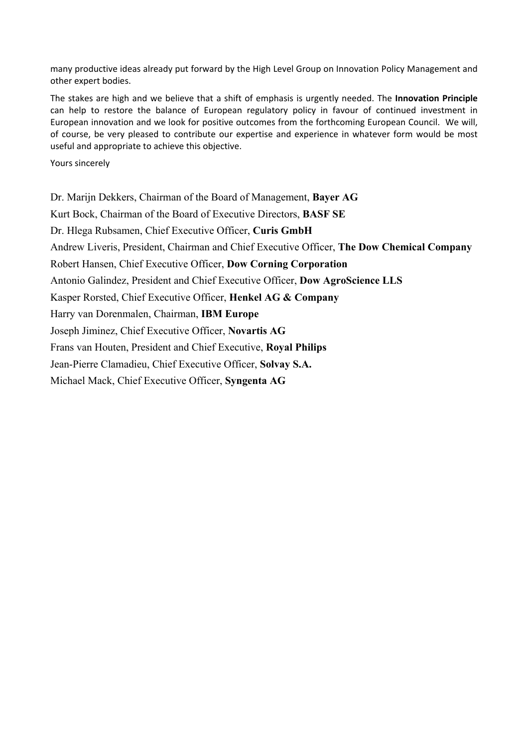many productive ideas already put forward by the High Level Group on Innovation Policy Management and other expert bodies.

The stakes are high and we believe that a shift of emphasis is urgently needed. The **Innovation Principle** can help to restore the balance of European regulatory policy in favour of continued investment in European innovation and we look for positive outcomes from the forthcoming European Council. We will, of course, be very pleased to contribute our expertise and experience in whatever form would be most useful and appropriate to achieve this objective.

Yours sincerely

Dr. Marijn Dekkers, Chairman of the Board of Management, **Bayer AG**

Kurt Bock, Chairman of the Board of Executive Directors, **BASF SE**

Dr. Hlega Rubsamen, Chief Executive Officer, **Curis GmbH**

Andrew Liveris, President, Chairman and Chief Executive Officer, **The Dow Chemical Company**

Robert Hansen, Chief Executive Officer, **Dow Corning Corporation**

Antonio Galindez, President and Chief Executive Officer, **Dow AgroScience LLS**

Kasper Rorsted, Chief Executive Officer, **Henkel AG & Company**

Harry van Dorenmalen, Chairman, **IBM Europe**

Joseph Jiminez, Chief Executive Officer, **Novartis AG**

Frans van Houten, President and Chief Executive, **Royal Philips**

Jean-Pierre Clamadieu, Chief Executive Officer, **Solvay S.A.**

Michael Mack, Chief Executive Officer, **Syngenta AG**